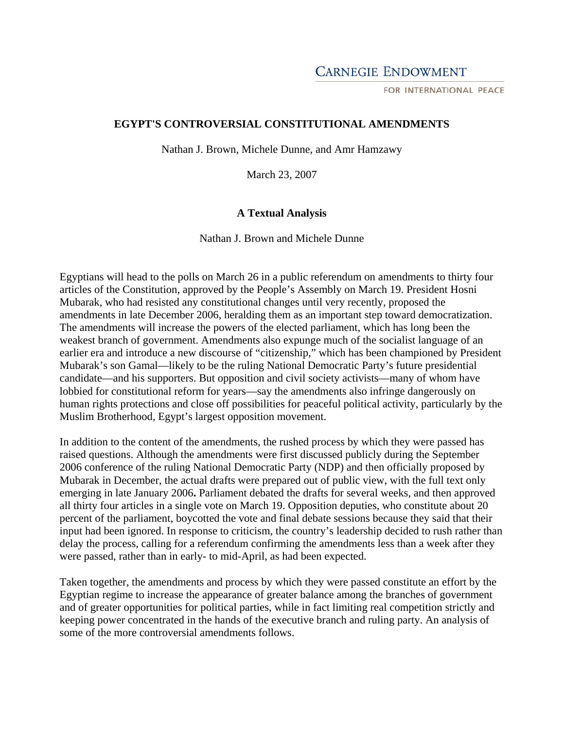CARNEGIE ENDOWMENT

FOR INTERNATIONAL PEACE

# EGYPT'S CONTROVERSIAL CONSTITUTIONAL AMENDMENTS

Nathan J. Brown, Michele Dunne, and Amr Hamzawy

March 23, 2007

## A Textual Analysis

Nathan J. Brown and Michele Dunne

Egyptians will head to the polls on March 26 in a public referendum on amendments to thirty four articles of the Constitution, approved by the People's Assembly on March 19. President Hosni Mubarak, who had resisted any constitutional changes until very recently, proposed the amendments in late December 2006, heralding them as an important step toward democratization. The amendments will increase the powers of the elected parliament, which has long been the weakest branch of government. Amendments also expunge much of the socialist language of an earlier era and introduce a new discourse of "citizenship," which has been championed by President Mubarak's son Gamal—likely to be the ruling National Democratic Party's future presidential candidate—and his supporters. But opposition and civil society activists—many of whom have lobbied for constitutional reform for years—say the amendments also infringe dangerously on human rights protections and close off possibilities for peaceful political activity, particularly by the Muslim Brotherhood, Egypt's largest opposition movement.

In addition to the content of the amendments, the rushed process by which they were passed has raised questions. Although the amendments were first discussed publicly during the September 2006 conference of the ruling National Democratic Party (NDP) and then officially proposed by Mubarak in December, the actual drafts were prepared out of public view, with the full text only emerging in late January 2006**.** Parliament debated the drafts for several weeks, and then approved all thirty four articles in a single vote on March 19. Opposition deputies, who constitute about 20 percent of the parliament, boycotted the vote and final debate sessions because they said that their input had been ignored. In response to criticism, the country's leadership decided to rush rather than delay the process, calling for a referendum confirming the amendments less than a week after they were passed, rather than in early- to mid-April, as had been expected.

Taken together, the amendments and process by which they were passed constitute an effort by the Egyptian regime to increase the appearance of greater balance among the branches of government and of greater opportunities for political parties, while in fact limiting real competition strictly and keeping power concentrated in the hands of the executive branch and ruling party. An analysis of some of the more controversial amendments follows.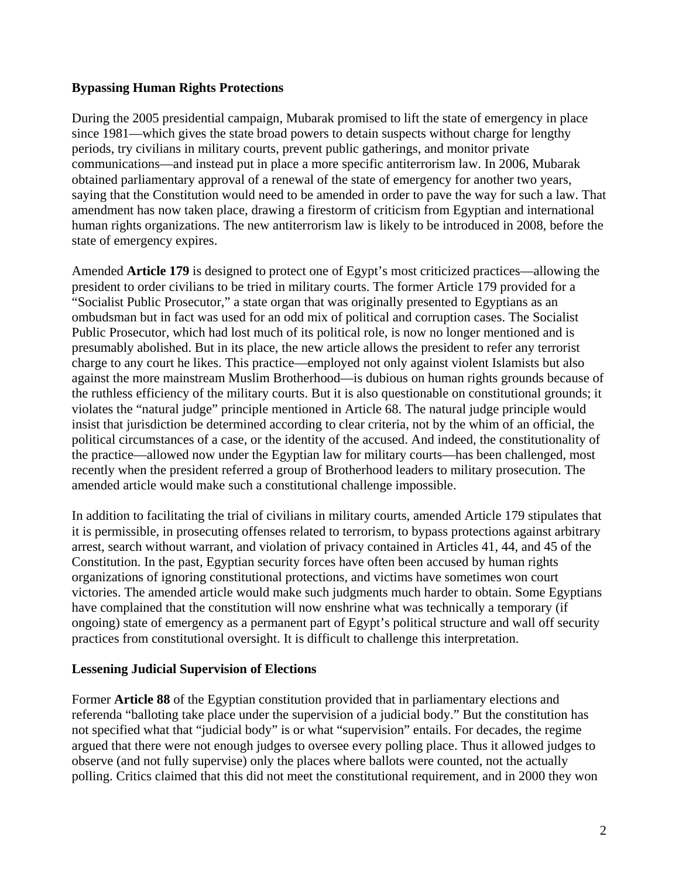**Bypassing Human Rights Protections**

During the 2005 presidential campaign, Mubarak promised to lift the state of emergency in place since 1981—which gives the state broad powers to detain suspects without charge for lengthy periods, try civilians in military courts, prevent public gatherings, and monitor private communications—and instead put in place a more specific antiterrorism law. In 2006, Mubarak obtained parliamentary approval of a renewal of the state of emergency for another two years, saying that the Constitution would need to be amended in order to pave the way for such a law. That amendment has now taken place, drawing a firestorm of criticism from Egyptian and international human rights organizations. The new antiterrorism law is likely to be introduced in 2008, before the state of emergency expires.

Amended **Article 179** is designed to protect one of Egypt's most criticized practices—allowing the president to order civilians to be tried in military courts. The former Article 179 provided for a "Socialist Public Prosecutor," a state organ that was originally presented to Egyptians as an ombudsman but in fact was used for an odd mix of political and corruption cases. The Socialist Public Prosecutor, which had lost much of its political role, is now no longer mentioned and is presumably abolished. But in its place, the new article allows the president to refer any terrorist charge to any court he likes. This practice—employed not only against violent Islamists but also against the more mainstream Muslim Brotherhood—is dubious on human rights grounds because of the ruthless efficiency of the military courts. But it is also questionable on constitutional grounds; it violates the "natural judge" principle mentioned in Article 68. The natural judge principle would insist that jurisdiction be determined according to clear criteria, not by the whim of an official, the political circumstances of a case, or the identity of the accused. And indeed, the constitutionality of the practice—allowed now under the Egyptian law for military courts—has been challenged, most recently when the president referred a group of Brotherhood leaders to military prosecution. The amended article would make such a constitutional challenge impossible.

In addition to facilitating the trial of civilians in military courts, amended Article 179 stipulates that it is permissible, in prosecuting offenses related to terrorism, to bypass protections against arbitrary arrest, search without warrant, and violation of privacy contained in Articles 41, 44, and 45 of the Constitution. In the past, Egyptian security forces have often been accused by human rights organizations of ignoring constitutional protections, and victims have sometimes won court victories. The amended article would make such judgments much harder to obtain. Some Egyptians have complained that the constitution will now enshrine what was technically a temporary (if ongoing) state of emergency as a permanent part of Egypt's political structure and wall off security practices from constitutional oversight. It is difficult to challenge this interpretation.

**Lessening Judicial Supervision of Elections**

Former **Article 88** of the Egyptian constitution provided that in parliamentary elections and referenda "balloting take place under the supervision of a judicial body." But the constitution has not specified what that "judicial body" is or what "supervision" entails. For decades, the regime argued that there were not enough judges to oversee every polling place. Thus it allowed judges to observe (and not fully supervise) only the places where ballots were counted, not the actually polling. Critics claimed that this did not meet the constitutional requirement, and in 2000 they won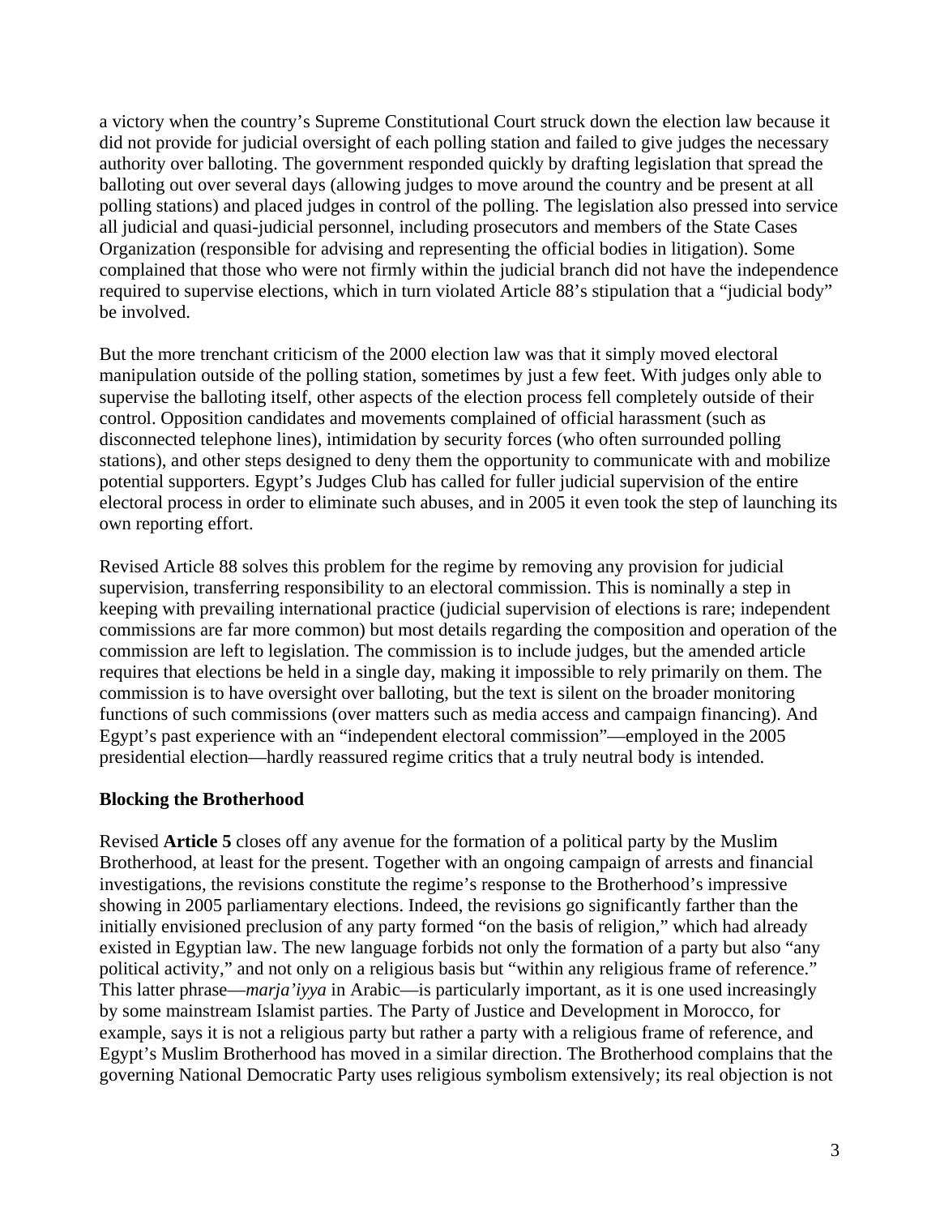a victory when the country's Supreme Constitutional Court struck down the election law because it did not provide for judicial oversight of each polling station and failed to give judges the necessary authority over balloting. The government responded quickly by drafting legislation that spread the balloting out over several days (allowing judges to move around the country and be present at all polling stations) and placed judges in control of the polling. The legislation also pressed into service all judicial and quasi-judicial personnel, including prosecutors and members of the State Cases Organization (responsible for advising and representing the official bodies in litigation). Some complained that those who were not firmly within the judicial branch did not have the independence required to supervise elections, which in turn violated Article 88's stipulation that a "judicial body" be involved.

But the more trenchant criticism of the 2000 election law was that it simply moved electoral manipulation outside of the polling station, sometimes by just a few feet. With judges only able to supervise the balloting itself, other aspects of the election process fell completely outside of their control. Opposition candidates and movements complained of official harassment (such as disconnected telephone lines), intimidation by security forces (who often surrounded polling stations), and other steps designed to deny them the opportunity to communicate with and mobilize potential supporters. Egypt's Judges Club has called for fuller judicial supervision of the entire electoral process in order to eliminate such abuses, and in 2005 it even took the step of launching its own reporting effort.

Revised Article 88 solves this problem for the regime by removing any provision for judicial supervision, transferring responsibility to an electoral commission. This is nominally a step in keeping with prevailing international practice (judicial supervision of elections is rare; independent commissions are far more common) but most details regarding the composition and operation of the commission are left to legislation. The commission is to include judges, but the amended article requires that elections be held in a single day, making it impossible to rely primarily on them. The commission is to have oversight over balloting, but the text is silent on the broader monitoring functions of such commissions (over matters such as media access and campaign financing). And Egypt's past experience with an "independent electoral commission"—employed in the 2005 presidential election—hardly reassured regime critics that a truly neutral body is intended.

### Blocking the Brotherhood

Revised **Article 5** closes off any avenue for the formation of a political party by the Muslim Brotherhood, at least for the present. Together with an ongoing campaign of arrests and financial investigations, the revisions constitute the regime's response to the Brotherhood's impressive showing in 2005 parliamentary elections. Indeed, the revisions go significantly farther than the initially envisioned preclusion of any party formed "on the basis of religion," which had already existed in Egyptian law. The new language forbids not only the formation of a party but also "any political activity," and not only on a religious basis but "within any religious frame of reference." This latter phrase—*marja'iyya* in Arabic—is particularly important, as it is one used increasingly by some mainstream Islamist parties. The Party of Justice and Development in Morocco, for example, says it is not a religious party but rather a party with a religious frame of reference, and Egypt's Muslim Brotherhood has moved in a similar direction. The Brotherhood complains that the governing National Democratic Party uses religious symbolism extensively; its real objection is not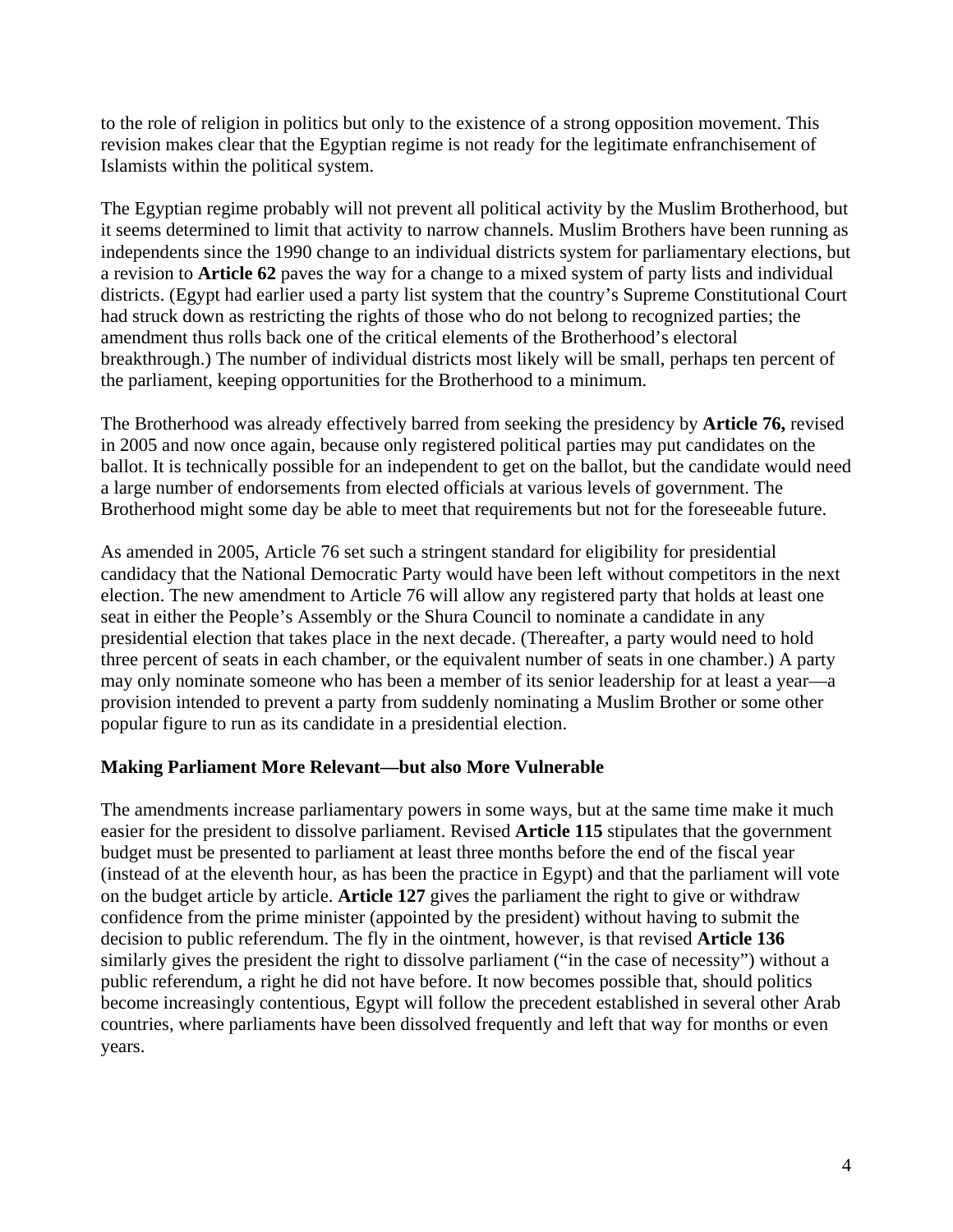to the role of religion in politics but only to the existence of a strong opposition movement. This revision makes clear that the Egyptian regime is not ready for the legitimate enfranchisement of Islamists within the political system.

The Egyptian regime probably will not prevent all political activity by the Muslim Brotherhood, but it seems determined to limit that activity to narrow channels. Muslim Brothers have been running as independents since the 1990 change to an individual districts system for parliamentary elections, but a revision to **Article 62** paves the way for a change to a mixed system of party lists and individual districts. (Egypt had earlier used a party list system that the country's Supreme Constitutional Court had struck down as restricting the rights of those who do not belong to recognized parties; the amendment thus rolls back one of the critical elements of the Brotherhood's electoral breakthrough.) The number of individual districts most likely will be small, perhaps ten percent of the parliament, keeping opportunities for the Brotherhood to a minimum.

The Brotherhood was already effectively barred from seeking the presidency by **Article 76,** revised in 2005 and now once again, because only registered political parties may put candidates on the ballot. It is technically possible for an independent to get on the ballot, but the candidate would need a large number of endorsements from elected officials at various levels of government. The Brotherhood might some day be able to meet that requirements but not for the foreseeable future.

As amended in 2005, Article 76 set such a stringent standard for eligibility for presidential candidacy that the National Democratic Party would have been left without competitors in the next election. The new amendment to Article 76 will allow any registered party that holds at least one seat in either the People's Assembly or the Shura Council to nominate a candidate in any presidential election that takes place in the next decade. (Thereafter, a party would need to hold three percent of seats in each chamber, or the equivalent number of seats in one chamber.) A party may only nominate someone who has been a member of its senior leadership for at least a year—a provision intended to prevent a party from suddenly nominating a Muslim Brother or some other popular figure to run as its candidate in a presidential election.

**Making Parliament More Relevant—but also More Vulnerable**

The amendments increase parliamentary powers in some ways, but at the same time make it much easier for the president to dissolve parliament. Revised **Article 115** stipulates that the government budget must be presented to parliament at least three months before the end of the fiscal year (instead of at the eleventh hour, as has been the practice in Egypt) and that the parliament will vote on the budget article by article. **Article 127** gives the parliament the right to give or withdraw confidence from the prime minister (appointed by the president) without having to submit the decision to public referendum. The fly in the ointment, however, is that revised **Article 136** similarly gives the president the right to dissolve parliament ("in the case of necessity") without a public referendum, a right he did not have before. It now becomes possible that, should politics become increasingly contentious, Egypt will follow the precedent established in several other Arab countries, where parliaments have been dissolved frequently and left that way for months or even years.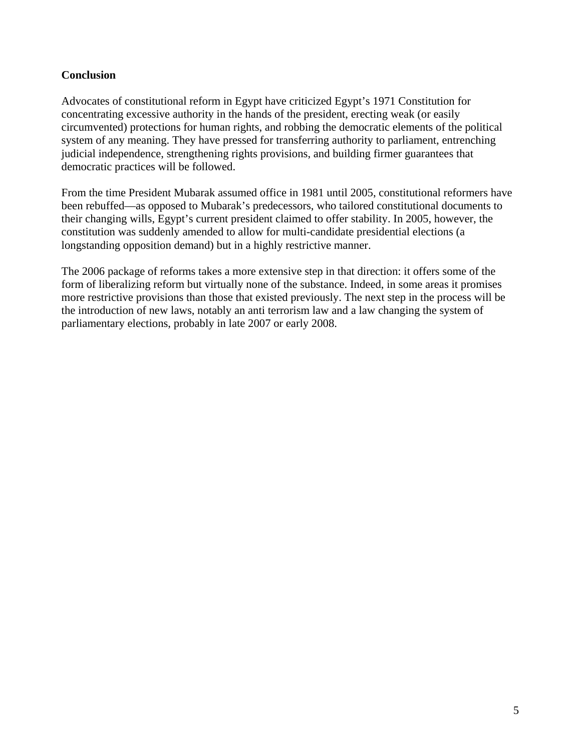**Conclusion**

Advocates of constitutional reform in Egypt have criticized Egypt's 1971 Constitution for concentrating excessive authority in the hands of the president, erecting weak (or easily circumvented) protections for human rights, and robbing the democratic elements of the political system of any meaning. They have pressed for transferring authority to parliament, entrenching judicial independence, strengthening rights provisions, and building firmer guarantees that democratic practices will be followed.

From the time President Mubarak assumed office in 1981 until 2005, constitutional reformers have been rebuffed—as opposed to Mubarak's predecessors, who tailored constitutional documents to their changing wills, Egypt's current president claimed to offer stability. In 2005, however, the constitution was suddenly amended to allow for multi-candidate presidential elections (a longstanding opposition demand) but in a highly restrictive manner.

The 2006 package of reforms takes a more extensive step in that direction: it offers some of the form of liberalizing reform but virtually none of the substance. Indeed, in some areas it promises more restrictive provisions than those that existed previously. The next step in the process will be the introduction of new laws, notably an anti terrorism law and a law changing the system of parliamentary elections, probably in late 2007 or early 2008.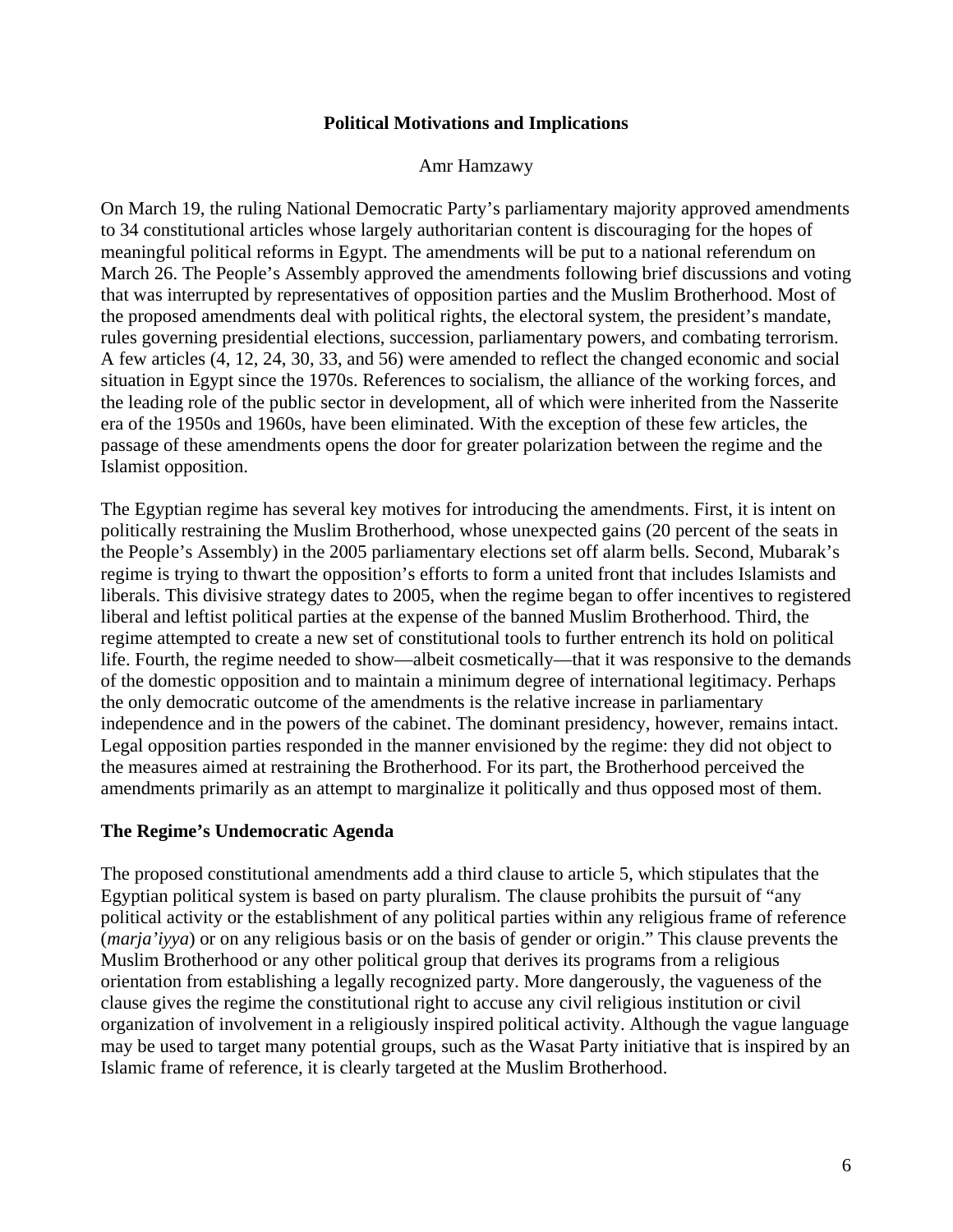## Political Motivations and Implications

Amr Hamzawy

On March 19, the ruling National Democratic Party's parliamentary majority approved amendments to 34 constitutional articles whose largely authoritarian content is discouraging for the hopes of meaningful political reforms in Egypt. The amendments will be put to a national referendum on March 26. The People's Assembly approved the amendments following brief discussions and voting that was interrupted by representatives of opposition parties and the Muslim Brotherhood. Most of the proposed amendments deal with political rights, the electoral system, the president's mandate, rules governing presidential elections, succession, parliamentary powers, and combating terrorism. A few articles (4, 12, 24, 30, 33, and 56) were amended to reflect the changed economic and social situation in Egypt since the 1970s. References to socialism, the alliance of the working forces, and the leading role of the public sector in development, all of which were inherited from the Nasserite era of the 1950s and 1960s, have been eliminated. With the exception of these few articles, the passage of these amendments opens the door for greater polarization between the regime and the Islamist opposition.

The Egyptian regime has several key motives for introducing the amendments. First, it is intent on politically restraining the Muslim Brotherhood, whose unexpected gains (20 percent of the seats in the People's Assembly) in the 2005 parliamentary elections set off alarm bells. Second, Mubarak's regime is trying to thwart the opposition's efforts to form a united front that includes Islamists and liberals. This divisive strategy dates to 2005, when the regime began to offer incentives to registered liberal and leftist political parties at the expense of the banned Muslim Brotherhood. Third, the regime attempted to create a new set of constitutional tools to further entrench its hold on political life. Fourth, the regime needed to show—albeit cosmetically—that it was responsive to the demands of the domestic opposition and to maintain a minimum degree of international legitimacy. Perhaps the only democratic outcome of the amendments is the relative increase in parliamentary independence and in the powers of the cabinet. The dominant presidency, however, remains intact. Legal opposition parties responded in the manner envisioned by the regime: they did not object to the measures aimed at restraining the Brotherhood. For its part, the Brotherhood perceived the amendments primarily as an attempt to marginalize it politically and thus opposed most of them.

### The Regime's Undemocratic Agenda

The proposed constitutional amendments add a third clause to article 5, which stipulates that the Egyptian political system is based on party pluralism. The clause prohibits the pursuit of "any political activity or the establishment of any political parties within any religious frame of reference (*marja'iyya*) or on any religious basis or on the basis of gender or origin." This clause prevents the Muslim Brotherhood or any other political group that derives its programs from a religious orientation from establishing a legally recognized party. More dangerously, the vagueness of the clause gives the regime the constitutional right to accuse any civil religious institution or civil organization of involvement in a religiously inspired political activity. Although the vague language may be used to target many potential groups, such as the Wasat Party initiative that is inspired by an Islamic frame of reference, it is clearly targeted at the Muslim Brotherhood.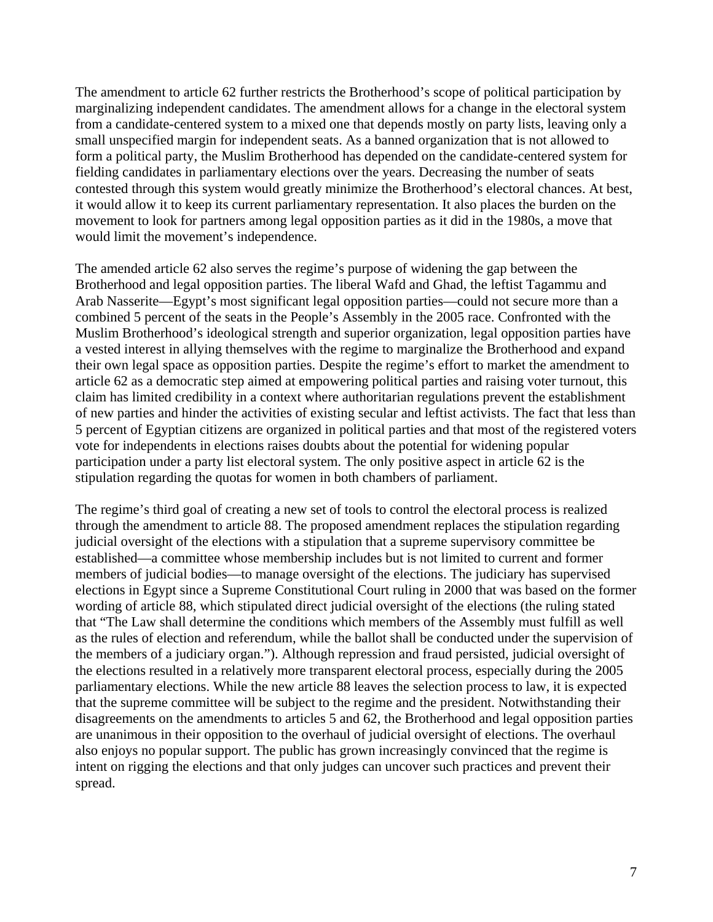The amendment to article 62 further restricts the Brotherhood's scope of political participation by marginalizing independent candidates. The amendment allows for a change in the electoral system from a candidate-centered system to a mixed one that depends mostly on party lists, leaving only a small unspecified margin for independent seats. As a banned organization that is not allowed to form a political party, the Muslim Brotherhood has depended on the candidate-centered system for fielding candidates in parliamentary elections over the years. Decreasing the number of seats contested through this system would greatly minimize the Brotherhood's electoral chances. At best, it would allow it to keep its current parliamentary representation. It also places the burden on the movement to look for partners among legal opposition parties as it did in the 1980s, a move that would limit the movement's independence.

The amended article 62 also serves the regime's purpose of widening the gap between the Brotherhood and legal opposition parties. The liberal Wafd and Ghad, the leftist Tagammu and Arab Nasserite—Egypt's most significant legal opposition parties—could not secure more than a combined 5 percent of the seats in the People's Assembly in the 2005 race. Confronted with the Muslim Brotherhood's ideological strength and superior organization, legal opposition parties have a vested interest in allying themselves with the regime to marginalize the Brotherhood and expand their own legal space as opposition parties. Despite the regime's effort to market the amendment to article 62 as a democratic step aimed at empowering political parties and raising voter turnout, this claim has limited credibility in a context where authoritarian regulations prevent the establishment of new parties and hinder the activities of existing secular and leftist activists. The fact that less than 5 percent of Egyptian citizens are organized in political parties and that most of the registered voters vote for independents in elections raises doubts about the potential for widening popular participation under a party list electoral system. The only positive aspect in article 62 is the stipulation regarding the quotas for women in both chambers of parliament.

The regime's third goal of creating a new set of tools to control the electoral process is realized through the amendment to article 88. The proposed amendment replaces the stipulation regarding judicial oversight of the elections with a stipulation that a supreme supervisory committee be established—a committee whose membership includes but is not limited to current and former members of judicial bodies—to manage oversight of the elections. The judiciary has supervised elections in Egypt since a Supreme Constitutional Court ruling in 2000 that was based on the former wording of article 88, which stipulated direct judicial oversight of the elections (the ruling stated that "The Law shall determine the conditions which members of the Assembly must fulfill as well as the rules of election and referendum, while the ballot shall be conducted under the supervision of the members of a judiciary organ."). Although repression and fraud persisted, judicial oversight of the elections resulted in a relatively more transparent electoral process, especially during the 2005 parliamentary elections. While the new article 88 leaves the selection process to law, it is expected that the supreme committee will be subject to the regime and the president. Notwithstanding their disagreements on the amendments to articles 5 and 62, the Brotherhood and legal opposition parties are unanimous in their opposition to the overhaul of judicial oversight of elections. The overhaul also enjoys no popular support. The public has grown increasingly convinced that the regime is intent on rigging the elections and that only judges can uncover such practices and prevent their spread.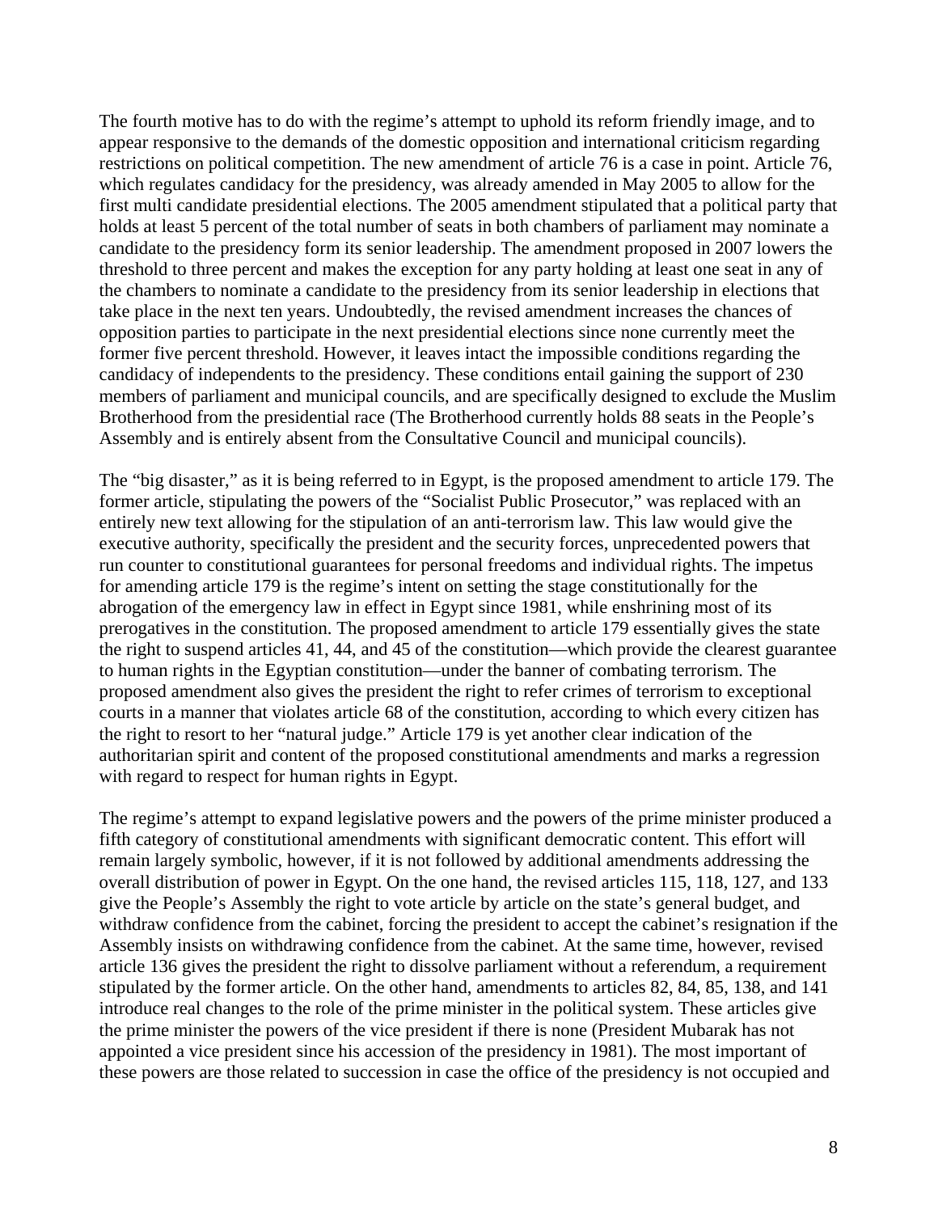The fourth motive has to do with the regime's attempt to uphold its reform friendly image, and to appear responsive to the demands of the domestic opposition and international criticism regarding restrictions on political competition. The new amendment of article 76 is a case in point. Article 76, which regulates candidacy for the presidency, was already amended in May 2005 to allow for the first multi candidate presidential elections. The 2005 amendment stipulated that a political party that holds at least 5 percent of the total number of seats in both chambers of parliament may nominate a candidate to the presidency form its senior leadership. The amendment proposed in 2007 lowers the threshold to three percent and makes the exception for any party holding at least one seat in any of the chambers to nominate a candidate to the presidency from its senior leadership in elections that take place in the next ten years. Undoubtedly, the revised amendment increases the chances of opposition parties to participate in the next presidential elections since none currently meet the former five percent threshold. However, it leaves intact the impossible conditions regarding the candidacy of independents to the presidency. These conditions entail gaining the support of 230 members of parliament and municipal councils, and are specifically designed to exclude the Muslim Brotherhood from the presidential race (The Brotherhood currently holds 88 seats in the People's Assembly and is entirely absent from the Consultative Council and municipal councils).

The "big disaster," as it is being referred to in Egypt, is the proposed amendment to article 179. The former article, stipulating the powers of the "Socialist Public Prosecutor," was replaced with an entirely new text allowing for the stipulation of an anti-terrorism law. This law would give the executive authority, specifically the president and the security forces, unprecedented powers that run counter to constitutional guarantees for personal freedoms and individual rights. The impetus for amending article 179 is the regime's intent on setting the stage constitutionally for the abrogation of the emergency law in effect in Egypt since 1981, while enshrining most of its prerogatives in the constitution. The proposed amendment to article 179 essentially gives the state the right to suspend articles 41, 44, and 45 of the constitution—which provide the clearest guarantee to human rights in the Egyptian constitution—under the banner of combating terrorism. The proposed amendment also gives the president the right to refer crimes of terrorism to exceptional courts in a manner that violates article 68 of the constitution, according to which every citizen has the right to resort to her "natural judge." Article 179 is yet another clear indication of the authoritarian spirit and content of the proposed constitutional amendments and marks a regression with regard to respect for human rights in Egypt.

The regime's attempt to expand legislative powers and the powers of the prime minister produced a fifth category of constitutional amendments with significant democratic content. This effort will remain largely symbolic, however, if it is not followed by additional amendments addressing the overall distribution of power in Egypt. On the one hand, the revised articles 115, 118, 127, and 133 give the People's Assembly the right to vote article by article on the state's general budget, and withdraw confidence from the cabinet, forcing the president to accept the cabinet's resignation if the Assembly insists on withdrawing confidence from the cabinet. At the same time, however, revised article 136 gives the president the right to dissolve parliament without a referendum, a requirement stipulated by the former article. On the other hand, amendments to articles 82, 84, 85, 138, and 141 introduce real changes to the role of the prime minister in the political system. These articles give the prime minister the powers of the vice president if there is none (President Mubarak has not appointed a vice president since his accession of the presidency in 1981). The most important of these powers are those related to succession in case the office of the presidency is not occupied and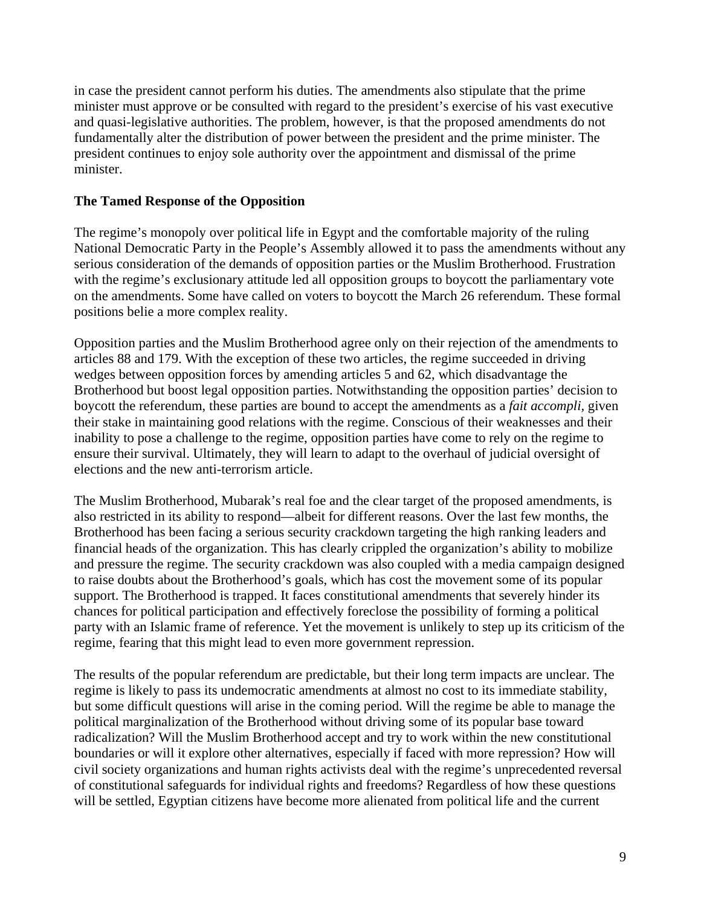in case the president cannot perform his duties. The amendments also stipulate that the prime minister must approve or be consulted with regard to the president's exercise of his vast executive and quasi-legislative authorities. The problem, however, is that the proposed amendments do not fundamentally alter the distribution of power between the president and the prime minister. The president continues to enjoy sole authority over the appointment and dismissal of the prime minister.

## The Tamed Response of the Opposition

The regime's monopoly over political life in Egypt and the comfortable majority of the ruling National Democratic Party in the People's Assembly allowed it to pass the amendments without any serious consideration of the demands of opposition parties or the Muslim Brotherhood. Frustration with the regime's exclusionary attitude led all opposition groups to boycott the parliamentary vote on the amendments. Some have called on voters to boycott the March 26 referendum. These formal positions belie a more complex reality.

Opposition parties and the Muslim Brotherhood agree only on their rejection of the amendments to articles 88 and 179. With the exception of these two articles, the regime succeeded in driving wedges between opposition forces by amending articles 5 and 62, which disadvantage the Brotherhood but boost legal opposition parties. Notwithstanding the opposition parties' decision to boycott the referendum, these parties are bound to accept the amendments as a *fait accompli*, given their stake in maintaining good relations with the regime. Conscious of their weaknesses and their inability to pose a challenge to the regime, opposition parties have come to rely on the regime to ensure their survival. Ultimately, they will learn to adapt to the overhaul of judicial oversight of elections and the new anti-terrorism article.

The Muslim Brotherhood, Mubarak's real foe and the clear target of the proposed amendments, is also restricted in its ability to respond—albeit for different reasons. Over the last few months, the Brotherhood has been facing a serious security crackdown targeting the high ranking leaders and financial heads of the organization. This has clearly crippled the organization's ability to mobilize and pressure the regime. The security crackdown was also coupled with a media campaign designed to raise doubts about the Brotherhood's goals, which has cost the movement some of its popular support. The Brotherhood is trapped. It faces constitutional amendments that severely hinder its chances for political participation and effectively foreclose the possibility of forming a political party with an Islamic frame of reference. Yet the movement is unlikely to step up its criticism of the regime, fearing that this might lead to even more government repression.

The results of the popular referendum are predictable, but their long term impacts are unclear. The regime is likely to pass its undemocratic amendments at almost no cost to its immediate stability, but some difficult questions will arise in the coming period. Will the regime be able to manage the political marginalization of the Brotherhood without driving some of its popular base toward radicalization? Will the Muslim Brotherhood accept and try to work within the new constitutional boundaries or will it explore other alternatives, especially if faced with more repression? How will civil society organizations and human rights activists deal with the regime's unprecedented reversal of constitutional safeguards for individual rights and freedoms? Regardless of how these questions will be settled, Egyptian citizens have become more alienated from political life and the current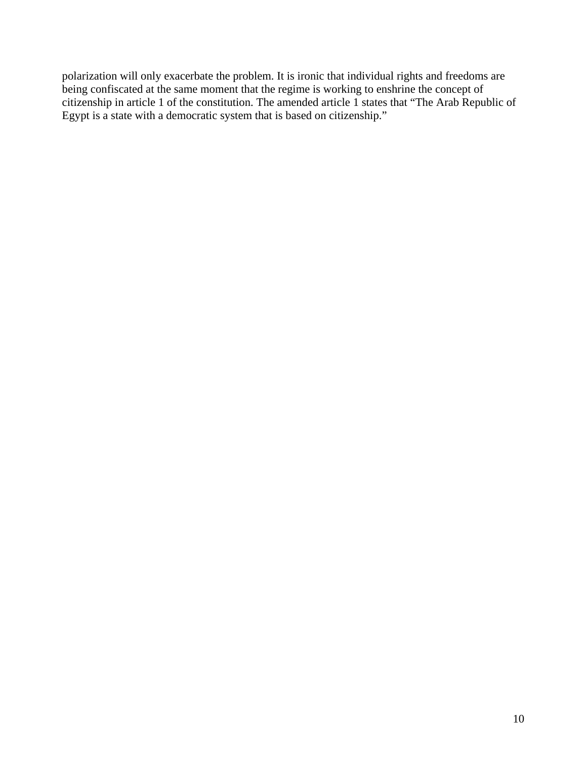polarization will only exacerbate the problem. It is ironic that individual rights and freedoms are being confiscated at the same moment that the regime is working to enshrine the concept of citizenship in article 1 of the constitution. The amended article 1 states that "The Arab Republic of Egypt is a state with a democratic system that is based on citizenship."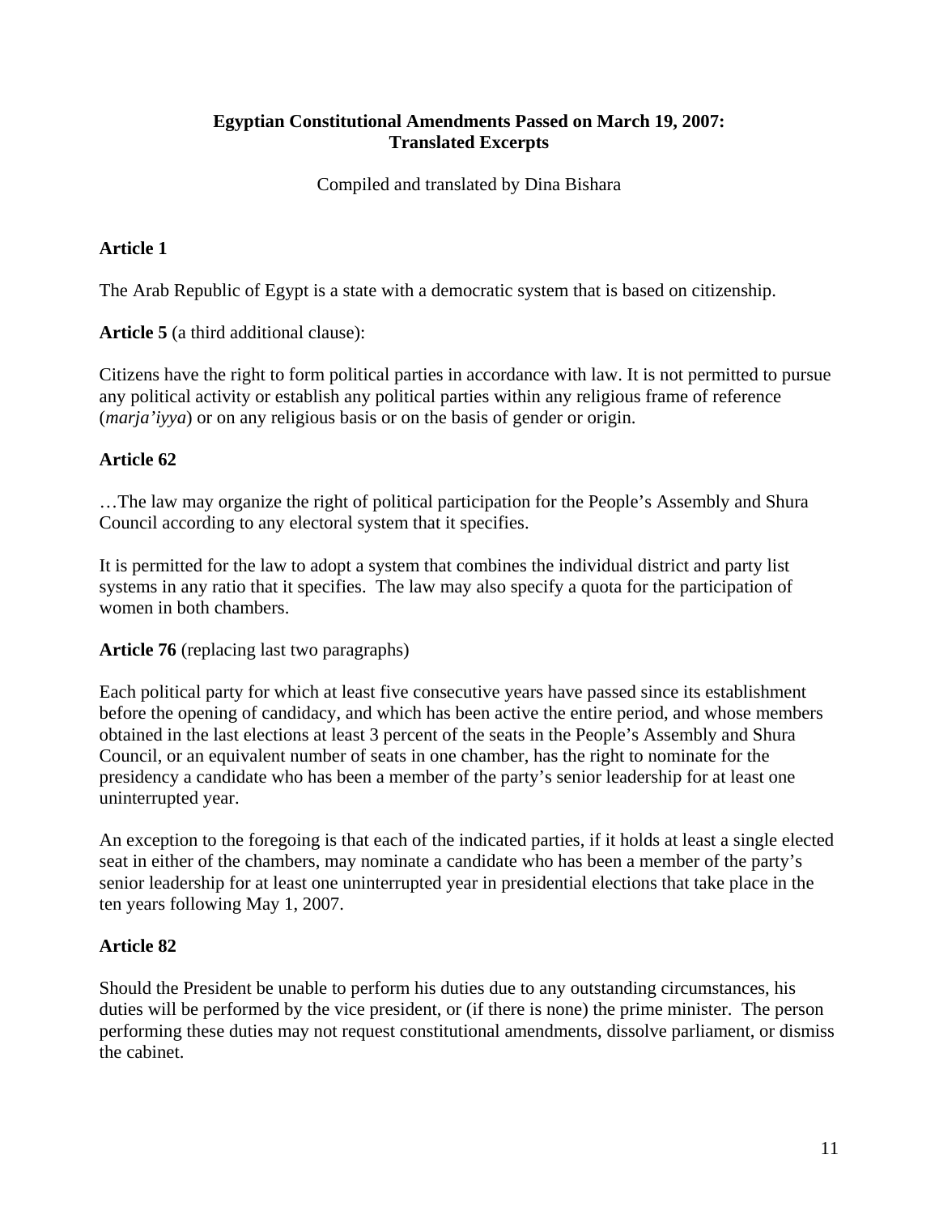**Egyptian Constitutional Amendments Passed on March 19, 2007: Translated Excerpts**

Compiled and translated by Dina Bishara

**Article 1**

The Arab Republic of Egypt is a state with a democratic system that is based on citizenship.

**Article 5** (a third additional clause):

Citizens have the right to form political parties in accordance with law. It is not permitted to pursue any political activity or establish any political parties within any religious frame of reference (*marja'iyya*) or on any religious basis or on the basis of gender or origin.

**Article 62**

…The law may organize the right of political participation for the People's Assembly and Shura Council according to any electoral system that it specifies.

It is permitted for the law to adopt a system that combines the individual district and party list systems in any ratio that it specifies. The law may also specify a quota for the participation of women in both chambers.

**Article 76** (replacing last two paragraphs)

Each political party for which at least five consecutive years have passed since its establishment before the opening of candidacy, and which has been active the entire period, and whose members obtained in the last elections at least 3 percent of the seats in the People's Assembly and Shura Council, or an equivalent number of seats in one chamber, has the right to nominate for the presidency a candidate who has been a member of the party's senior leadership for at least one uninterrupted year.

An exception to the foregoing is that each of the indicated parties, if it holds at least a single elected seat in either of the chambers, may nominate a candidate who has been a member of the party's senior leadership for at least one uninterrupted year in presidential elections that take place in the ten years following May 1, 2007.

**Article 82**

Should the President be unable to perform his duties due to any outstanding circumstances, his duties will be performed by the vice president, or (if there is none) the prime minister. The person performing these duties may not request constitutional amendments, dissolve parliament, or dismiss the cabinet.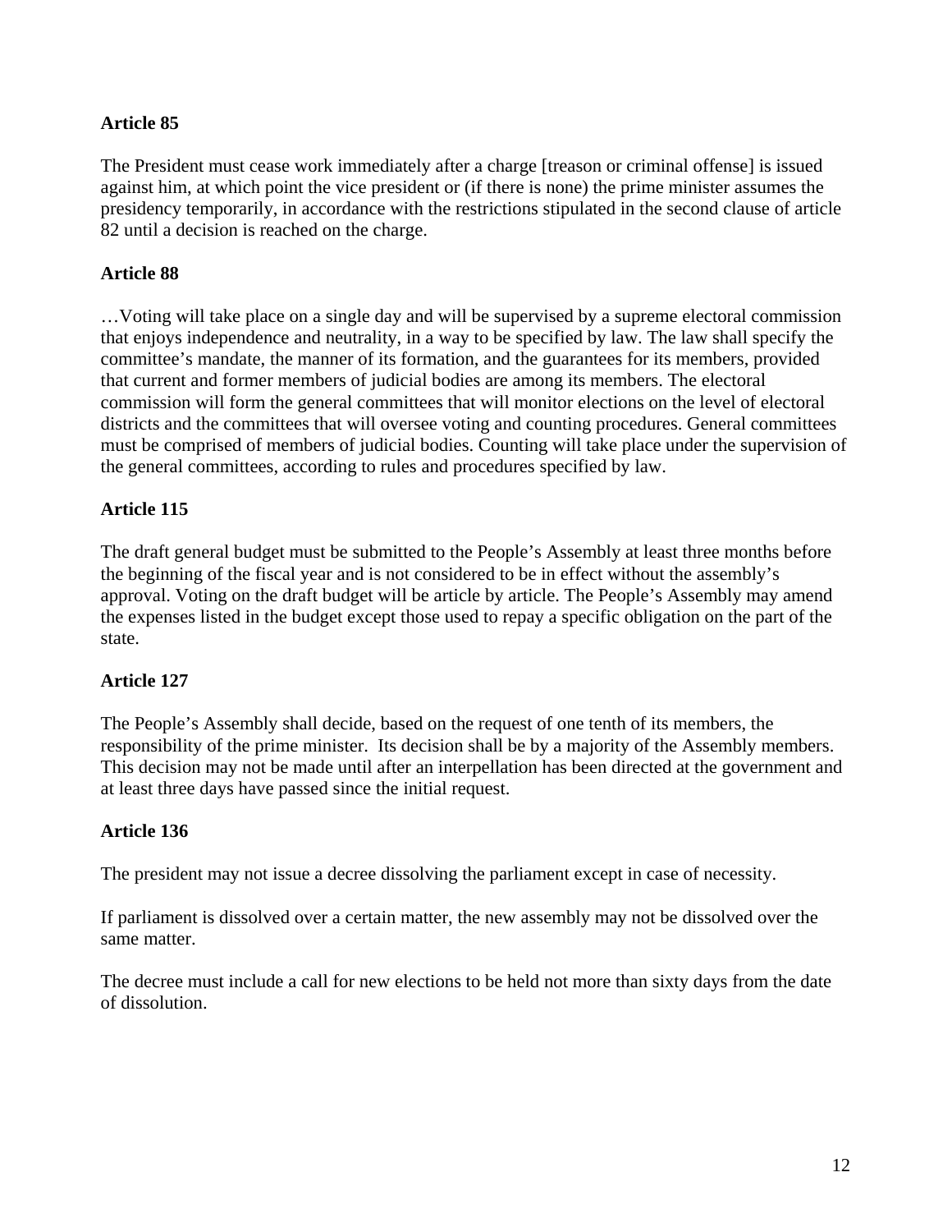**Article 85**

The President must cease work immediately after a charge [treason or criminal offense] is issued against him, at which point the vice president or (if there is none) the prime minister assumes the presidency temporarily, in accordance with the restrictions stipulated in the second clause of article 82 until a decision is reached on the charge.

**Article 88**

…Voting will take place on a single day and will be supervised by a supreme electoral commission that enjoys independence and neutrality, in a way to be specified by law. The law shall specify the committee's mandate, the manner of its formation, and the guarantees for its members, provided that current and former members of judicial bodies are among its members. The electoral commission will form the general committees that will monitor elections on the level of electoral districts and the committees that will oversee voting and counting procedures. General committees must be comprised of members of judicial bodies. Counting will take place under the supervision of the general committees, according to rules and procedures specified by law.

**Article 115**

The draft general budget must be submitted to the People's Assembly at least three months before the beginning of the fiscal year and is not considered to be in effect without the assembly's approval. Voting on the draft budget will be article by article. The People's Assembly may amend the expenses listed in the budget except those used to repay a specific obligation on the part of the state.

**Article 127**

The People's Assembly shall decide, based on the request of one tenth of its members, the responsibility of the prime minister. Its decision shall be by a majority of the Assembly members. This decision may not be made until after an interpellation has been directed at the government and at least three days have passed since the initial request.

**Article 136**

The president may not issue a decree dissolving the parliament except in case of necessity.

If parliament is dissolved over a certain matter, the new assembly may not be dissolved over the same matter.

The decree must include a call for new elections to be held not more than sixty days from the date of dissolution.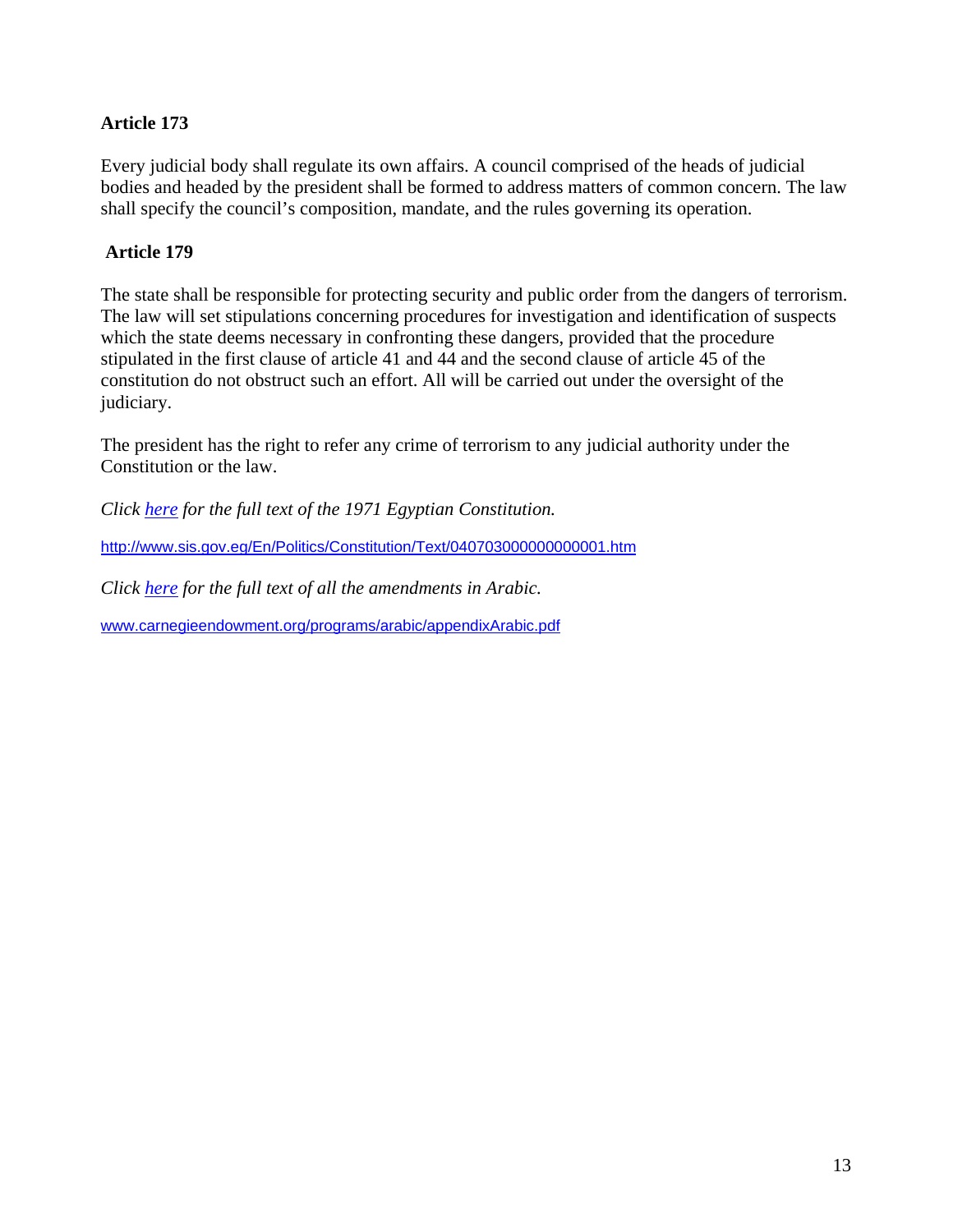**Article 173**

Every judicial body shall regulate its own affairs. A council comprised of the heads of judicial bodies and headed by the president shall be formed to address matters of common concern. The law shall specify the council's composition, mandate, and the rules governing its operation.

**Article 179**

The state shall be responsible for protecting security and public order from the dangers of terrorism. The law will set stipulations concerning procedures for investigation and identification of suspects which the state deems necessary in confronting these dangers, provided that the procedure stipulated in the first clause of article 41 and 44 and the second clause of article 45 of the constitution do not obstruct such an effort. All will be carried out under the oversight of the judiciary.

The president has the right to refer any crime of terrorism to any judicial authority under the Constitution or the law.

*Click [here](http://www.sis.gov.eg/En/Politics/Constitution/Text/040703000000000001.htm) for the full text of the 1971 Egyptian Constitution.*

http://www.sis.gov.eg/En/Politics/Constitution/Text/040703000000000001.htm

*Click [here](www.carnegieendowment.org/programs/arabic/appendixArabic.pdf) for the full text of all the amendments in Arabic.*

www.carnegieendowment.org/programs/arabic/appendixArabic.pdf